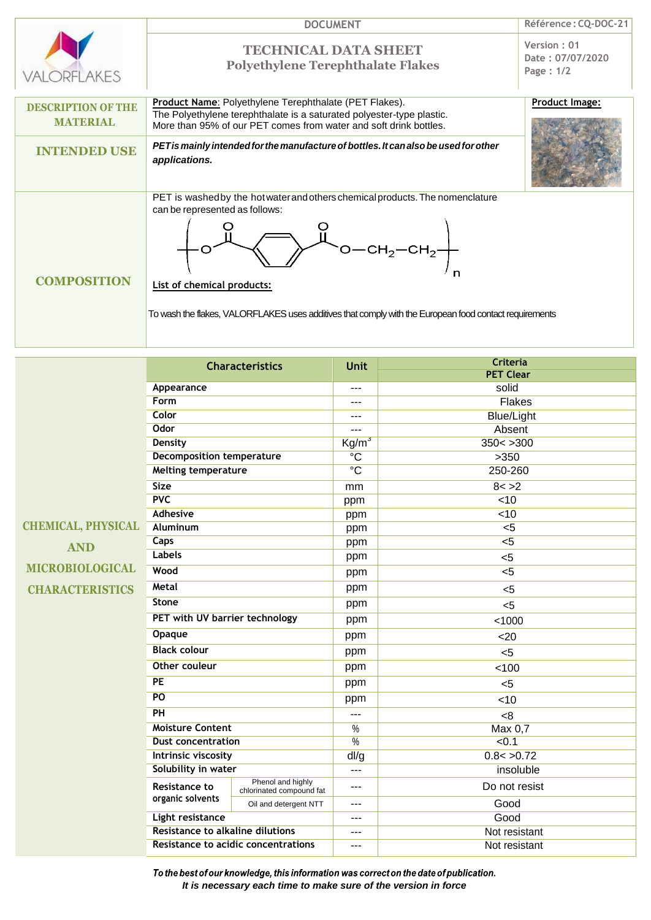DOCUMENT

Référence : CQ-DOC-21

# TECHNICAL DATA SHEET
## Polyethylene Terephthalate Flakes

Version : 01
Date : 07/07/2020

## DESCRIPTION OF THE MATERIAL

**Product Name**: Polyethylene Terephthalate (PET Flakes).
The Polyethylene terephthalate is a saturated polyester-type plastic.
More than 95% of our PET comes from water and soft drink bottles.

**Product Image:**

## INTENDED USE

***PET is mainly intended for the manufacture of bottles. It can also be used for other applications.***

## COMPOSITION

PET is washed by the hot water and others chemical products. The nomenclature can be represented as follows:

$$\left[ -O-C(=O)-C_6H_4-C(=O)-O-CH_2-CH_2- \right]_n$$

**List of chemical products:**

To wash the flakes, VALORFLAKES uses additives that comply with the European food contact requirements

## CHEMICAL, PHYSICAL AND MICROBIOLOGICAL CHARACTERISTICS

| Characteristics | | Unit | Criteria PET Clear |
|---|---|---|---|
| Appearance | | --- | solid |
| Form | | --- | Flakes |
| Color | | --- | Blue/Light |
| Odor | | --- | Absent |
| Density | | $Kg/m^3$ | 350< >300 |
| Decomposition temperature | | °C | >350 |
| Melting temperature | | °C | 250-260 |
| Size | | mm | 8< >2 |
| PVC | | ppm | <10 |
| Adhesive | | ppm | <10 |
| Aluminum | | ppm | <5 |
| Caps | | ppm | <5 |
| Labels | | ppm | <5 |
| Wood | | ppm | <5 |
| Metal | | ppm | <5 |
| Stone | | ppm | <5 |
| PET with UV barrier technology | | ppm | <1000 |
| Opaque | | ppm | <20 |
| Black colour | | ppm | <5 |
| Other couleur | | ppm | <100 |
| PE | | ppm | <5 |
| PO | | ppm | <10 |
| PH | | --- | <8 |
| Moisture Content | | % | Max 0,7 |
| Dust concentration | | % | <0.1 |
| Intrinsic viscosity | | dl/g | 0.8< >0.72 |
| Solubility in water | | --- | insoluble |
| Resistance to organic solvents | Phenol and highly chlorinated compound fat | --- | Do not resist |
| | Oil and detergent NTT | --- | Good |
| Light resistance | | --- | Good |
| Resistance to alkaline dilutions | | --- | Not resistant |
| Resistance to acidic concentrations | | --- | Not resistant |

***To the best of our knowledge, this information was correct on the date of publication.***
***It is necessary each time to make sure of the version in force***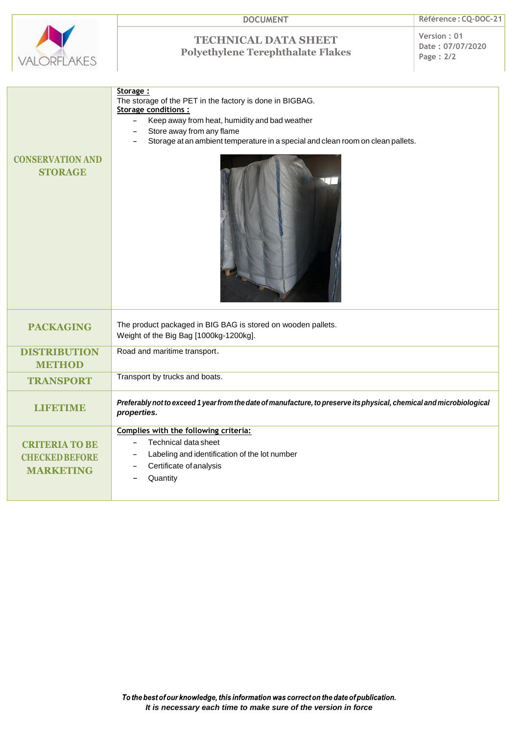| | |
|---|---|
| **CONSERVATION AND STORAGE** | <u>**Storage :**</u><br>The storage of the PET in the factory is done in BIGBAG.<br><u>**Storage conditions :**</u><br>– Keep away from heat, humidity and bad weather<br>– Store away from any flame<br>– Storage at an ambient temperature in a special and clean room on clean pallets. |
| **PACKAGING** | The product packaged in BIG BAG is stored on wooden pallets.<br>Weight of the Big Bag [1000kg-1200kg]. |
| **DISTRIBUTION METHOD** | Road and maritime transport. |
| **TRANSPORT** | Transport by trucks and boats. |
| **LIFETIME** | ***Preferably not to exceed 1 year from the date of manufacture, to preserve its physical, chemical and microbiological properties.*** |
| **CRITERIA TO BE CHECKED BEFORE MARKETING** | <u>**Complies with the following criteria:**</u><br>– Technical data sheet<br>– Labeling and identification of the lot number<br>– Certificate of analysis<br>– Quantity |

***To the best of our knowledge, this information was correct on the date of publication.***
***It is necessary each time to make sure of the version in force***